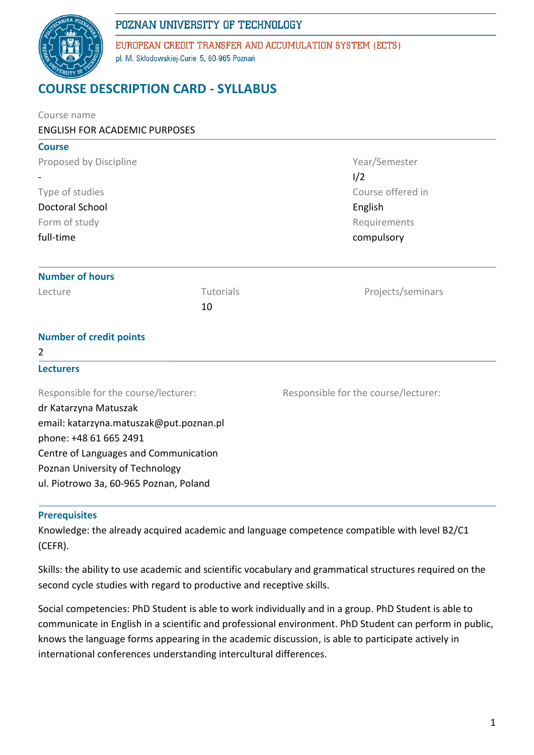POZNAN UNIVERSITY OF TECHNOLOGY

EUROPEAN CREDIT TRANSFER AND ACCUMULATION SYSTEM (ECTS)

pl. M. Skłodowskiej-Curie 5, 60-965 Poznań

# COURSE DESCRIPTION CARD - SYLLABUS

Course name

ENGLISH FOR ACADEMIC PURPOSES

## Course

| Proposed by Discipline | Year/Semester |
|---|---|
| - | I/2 |
| Type of studies | Course offered in |
| Doctoral School | English |
| Form of study | Requirements |
| full-time | compulsory |

## Number of hours

| Lecture | Tutorials | Projects/seminars |
|---|---|---|
| | 10 | |

## Number of credit points

2

## Lecturers

Responsible for the course/lecturer:

dr Katarzyna Matuszak

email: katarzyna.matuszak@put.poznan.pl

phone: +48 61 665 2491

Centre of Languages and Communication

Poznan University of Technology

ul. Piotrowo 3a, 60-965 Poznan, Poland

Responsible for the course/lecturer:

## Prerequisites

Knowledge: the already acquired academic and language competence compatible with level B2/C1 (CEFR).

Skills: the ability to use academic and scientific vocabulary and grammatical structures required on the second cycle studies with regard to productive and receptive skills.

Social competencies: PhD Student is able to work individually and in a group. PhD Student is able to communicate in English in a scientific and professional environment. PhD Student can perform in public, knows the language forms appearing in the academic discussion, is able to participate actively in international conferences understanding intercultural differences.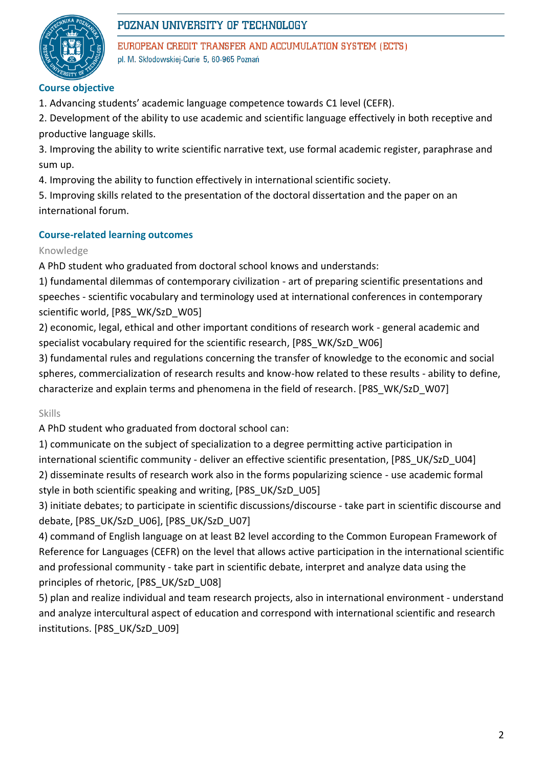## Course objective

1. Advancing students' academic language competence towards C1 level (CEFR).
2. Development of the ability to use academic and scientific language effectively in both receptive and productive language skills.
3. Improving the ability to write scientific narrative text, use formal academic register, paraphrase and sum up.
4. Improving the ability to function effectively in international scientific society.
5. Improving skills related to the presentation of the doctoral dissertation and the paper on an international forum.

## Course-related learning outcomes

### Knowledge

A PhD student who graduated from doctoral school knows and understands:

1) fundamental dilemmas of contemporary civilization - art of preparing scientific presentations and speeches - scientific vocabulary and terminology used at international conferences in contemporary scientific world, [P8S_WK/SzD_W05]

2) economic, legal, ethical and other important conditions of research work - general academic and specialist vocabulary required for the scientific research, [P8S_WK/SzD_W06]

3) fundamental rules and regulations concerning the transfer of knowledge to the economic and social spheres, commercialization of research results and know-how related to these results - ability to define, characterize and explain terms and phenomena in the field of research. [P8S_WK/SzD_W07]

### Skills

A PhD student who graduated from doctoral school can:

1) communicate on the subject of specialization to a degree permitting active participation in international scientific community - deliver an effective scientific presentation, [P8S_UK/SzD_U04]

2) disseminate results of research work also in the forms popularizing science - use academic formal style in both scientific speaking and writing, [P8S_UK/SzD_U05]

3) initiate debates; to participate in scientific discussions/discourse - take part in scientific discourse and debate, [P8S_UK/SzD_U06], [P8S_UK/SzD_U07]

4) command of English language on at least B2 level according to the Common European Framework of Reference for Languages (CEFR) on the level that allows active participation in the international scientific and professional community - take part in scientific debate, interpret and analyze data using the principles of rhetoric, [P8S_UK/SzD_U08]

5) plan and realize individual and team research projects, also in international environment - understand and analyze intercultural aspect of education and correspond with international scientific and research institutions. [P8S_UK/SzD_U09]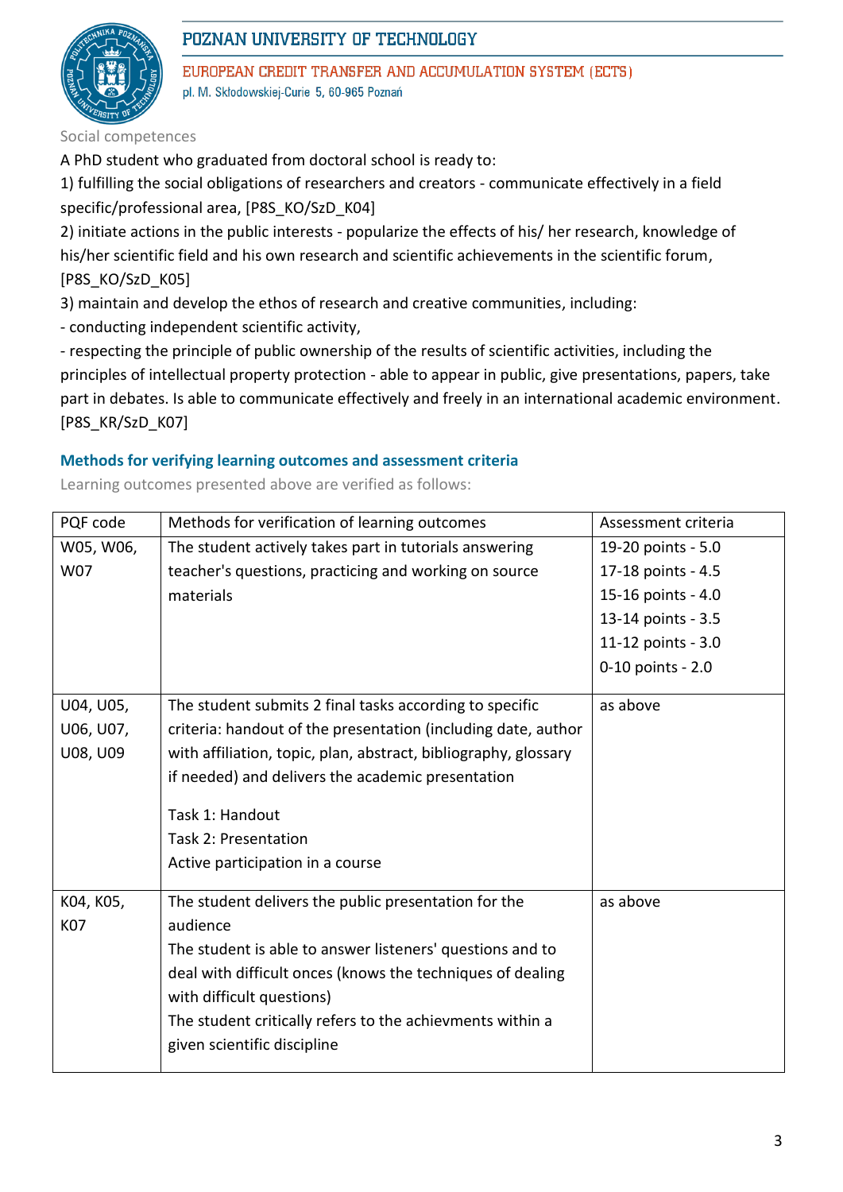Social competences

A PhD student who graduated from doctoral school is ready to:

1) fulfilling the social obligations of researchers and creators - communicate effectively in a field specific/professional area, [P8S_KO/SzD_K04]

2) initiate actions in the public interests - popularize the effects of his/ her research, knowledge of his/her scientific field and his own research and scientific achievements in the scientific forum, [P8S_KO/SzD_K05]

3) maintain and develop the ethos of research and creative communities, including:

- conducting independent scientific activity,
- respecting the principle of public ownership of the results of scientific activities, including the principles of intellectual property protection - able to appear in public, give presentations, papers, take part in debates. Is able to communicate effectively and freely in an international academic environment. [P8S_KR/SzD_K07]

## Methods for verifying learning outcomes and assessment criteria

Learning outcomes presented above are verified as follows:

| PQF code | Methods for verification of learning outcomes | Assessment criteria |
|---|---|---|
| W05, W06, W07 | The student actively takes part in tutorials answering teacher's questions, practicing and working on source materials | 19-20 points - 5.0<br>17-18 points - 4.5<br>15-16 points - 4.0<br>13-14 points - 3.5<br>11-12 points - 3.0<br>0-10 points - 2.0 |
| U04, U05, U06, U07, U08, U09 | The student submits 2 final tasks according to specific criteria: handout of the presentation (including date, author with affiliation, topic, plan, abstract, bibliography, glossary if needed) and delivers the academic presentation<br><br>Task 1: Handout<br>Task 2: Presentation<br>Active participation in a course | as above |
| K04, K05, K07 | The student delivers the public presentation for the audience<br>The student is able to answer listeners' questions and to deal with difficult onces (knows the techniques of dealing with difficult questions)<br>The student critically refers to the achievments within a given scientific discipline | as above |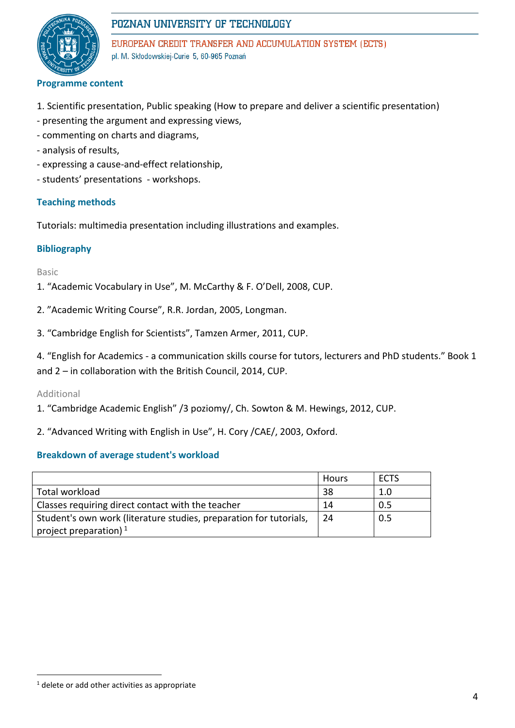## Programme content

1. Scientific presentation, Public speaking (How to prepare and deliver a scientific presentation)
- presenting the argument and expressing views,
- commenting on charts and diagrams,
- analysis of results,
- expressing a cause-and-effect relationship,
- students' presentations - workshops.

## Teaching methods

Tutorials: multimedia presentation including illustrations and examples.

## Bibliography

Basic

1. "Academic Vocabulary in Use", M. McCarthy & F. O'Dell, 2008, CUP.

2. "Academic Writing Course", R.R. Jordan, 2005, Longman.

3. "Cambridge English for Scientists", Tamzen Armer, 2011, CUP.

4. "English for Academics - a communication skills course for tutors, lecturers and PhD students." Book 1 and 2 – in collaboration with the British Council, 2014, CUP.

Additional

1. "Cambridge Academic English" /3 poziomy/, Ch. Sowton & M. Hewings, 2012, CUP.

2. "Advanced Writing with English in Use", H. Cory /CAE/, 2003, Oxford.

## Breakdown of average student's workload

| | Hours | ECTS |
|---|---|---|
| Total workload | 38 | 1.0 |
| Classes requiring direct contact with the teacher | 14 | 0.5 |
| Student's own work (literature studies, preparation for tutorials, project preparation) [1] | 24 | 0.5 |

[1] delete or add other activities as appropriate